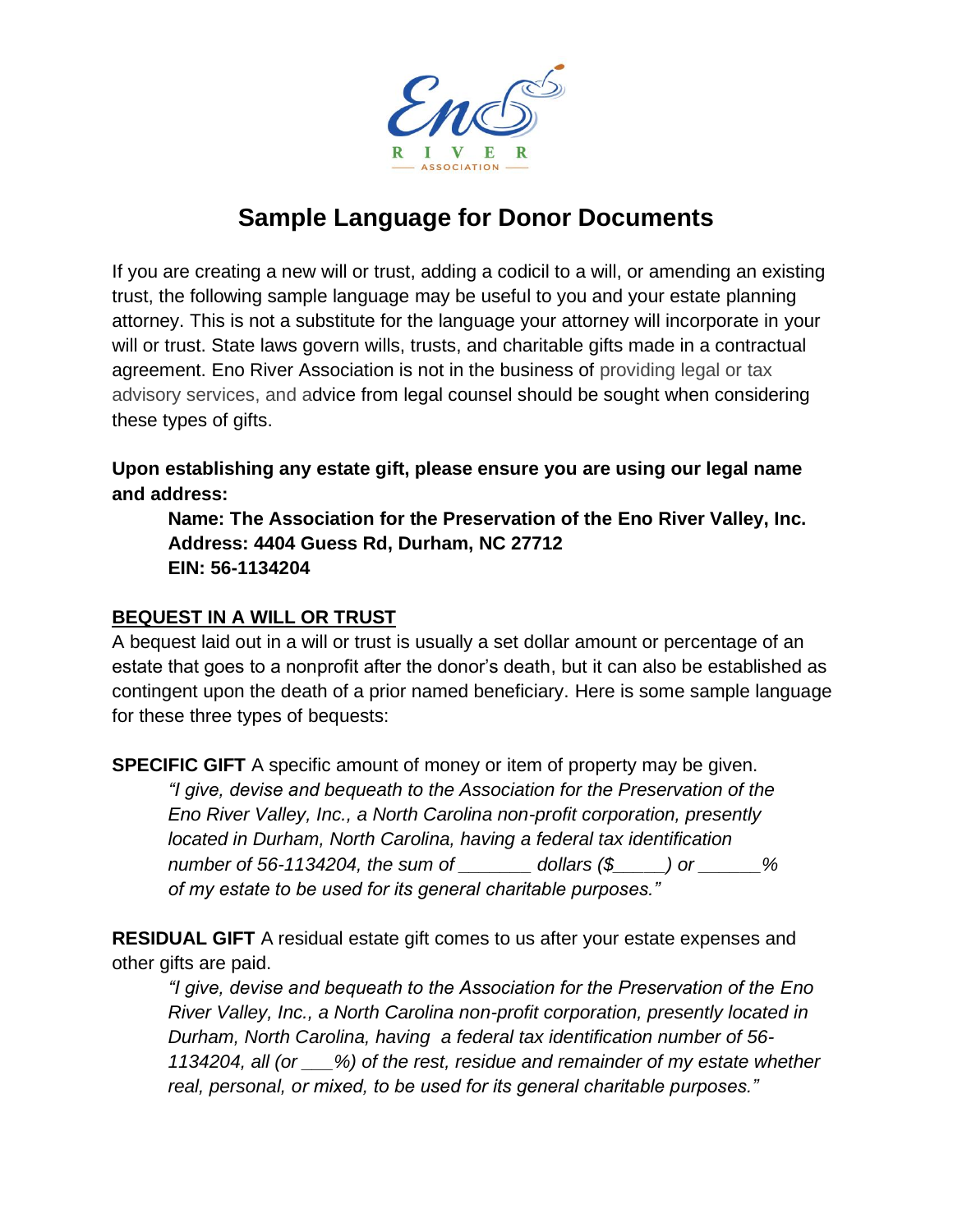# Sample Language for Donor Documents

If you are creating a new will or trust, adding a codicil to a will, or amending an existing trust, the following sample language may be useful to you and your estate planning attorney. This is not a substitute for the language your attorney will incorporate in your will or trust. State laws govern wills, trusts, and charitable gifts made in a contractual agreement. Eno River Association is not in the business of providing legal or tax advisory services, and advice from legal counsel should be sought when considering these types of gifts.

**Upon establishing any estate gift, please ensure you are using our legal name and address:**

> **Name: The Association for the Preservation of the Eno River Valley, Inc.**
> **Address: 4404 Guess Rd, Durham, NC 27712**
> **EIN: 56-1134204**

## BEQUEST IN A WILL OR TRUST

A bequest laid out in a will or trust is usually a set dollar amount or percentage of an estate that goes to a nonprofit after the donor's death, but it can also be established as contingent upon the death of a prior named beneficiary. Here is some sample language for these three types of bequests:

**SPECIFIC GIFT** A specific amount of money or item of property may be given.

> *"I give, devise and bequeath to the Association for the Preservation of the Eno River Valley, Inc., a North Carolina non-profit corporation, presently located in Durham, North Carolina, having a federal tax identification number of 56-1134204, the sum of _______ dollars ($_____) or ______% of my estate to be used for its general charitable purposes."*

**RESIDUAL GIFT** A residual estate gift comes to us after your estate expenses and other gifts are paid.

> *"I give, devise and bequeath to the Association for the Preservation of the Eno River Valley, Inc., a North Carolina non-profit corporation, presently located in Durham, North Carolina, having a federal tax identification number of 56-1134204, all (or ___%) of the rest, residue and remainder of my estate whether real, personal, or mixed, to be used for its general charitable purposes."*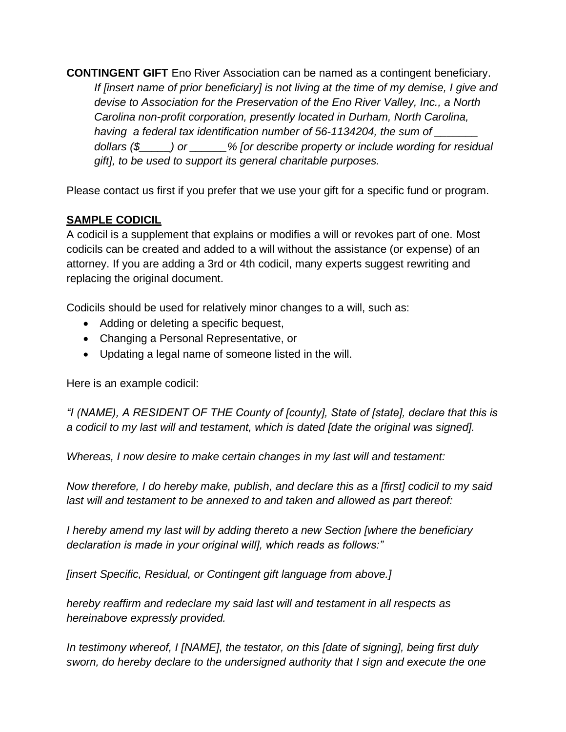**CONTINGENT GIFT** Eno River Association can be named as a contingent beneficiary.

> *If [insert name of prior beneficiary] is not living at the time of my demise, I give and devise to Association for the Preservation of the Eno River Valley, Inc., a North Carolina non-profit corporation, presently located in Durham, North Carolina, having a federal tax identification number of 56-1134204, the sum of _______ dollars ($_____) or ______% [or describe property or include wording for residual gift], to be used to support its general charitable purposes.*

Please contact us first if you prefer that we use your gift for a specific fund or program.

**SAMPLE CODICIL**

A codicil is a supplement that explains or modifies a will or revokes part of one. Most codicils can be created and added to a will without the assistance (or expense) of an attorney. If you are adding a 3rd or 4th codicil, many experts suggest rewriting and replacing the original document.

Codicils should be used for relatively minor changes to a will, such as:

- Adding or deleting a specific bequest,
- Changing a Personal Representative, or
- Updating a legal name of someone listed in the will.

Here is an example codicil:

*"I (NAME), A RESIDENT OF THE County of [county], State of [state], declare that this is a codicil to my last will and testament, which is dated [date the original was signed].*

*Whereas, I now desire to make certain changes in my last will and testament:*

*Now therefore, I do hereby make, publish, and declare this as a [first] codicil to my said last will and testament to be annexed to and taken and allowed as part thereof:*

*I hereby amend my last will by adding thereto a new Section [where the beneficiary declaration is made in your original will], which reads as follows:"*

*[insert Specific, Residual, or Contingent gift language from above.]*

*hereby reaffirm and redeclare my said last will and testament in all respects as hereinabove expressly provided.*

*In testimony whereof, I [NAME], the testator, on this [date of signing], being first duly sworn, do hereby declare to the undersigned authority that I sign and execute the one*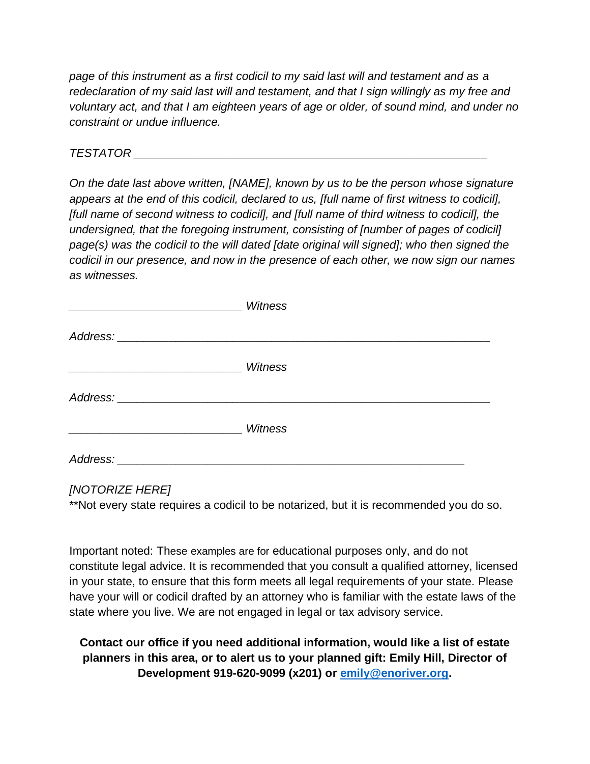*page of this instrument as a first codicil to my said last will and testament and as a redeclaration of my said last will and testament, and that I sign willingly as my free and voluntary act, and that I am eighteen years of age or older, of sound mind, and under no constraint or undue influence.*

*TESTATOR \_\_\_\_\_\_\_\_\_\_\_\_\_\_\_\_\_\_\_\_\_\_\_\_\_\_\_\_\_\_\_\_\_\_\_\_\_\_\_\_\_\_\_\_\_\_\_\_\_\_\_\_\_\_\_\_*

*On the date last above written, [NAME], known by us to be the person whose signature appears at the end of this codicil, declared to us, [full name of first witness to codicil], [full name of second witness to codicil], and [full name of third witness to codicil], the undersigned, that the foregoing instrument, consisting of [number of pages of codicil] page(s) was the codicil to the will dated [date original will signed]; who then signed the codicil in our presence, and now in the presence of each other, we now sign our names as witnesses.*

\_\_\_\_\_\_\_\_\_\_\_\_\_\_\_\_\_\_\_\_\_\_\_\_\_\_\_\_ *Witness*

*Address:* \_\_\_\_\_\_\_\_\_\_\_\_\_\_\_\_\_\_\_\_\_\_\_\_\_\_\_\_\_\_\_\_\_\_\_\_\_\_\_\_\_\_\_\_\_\_\_\_\_\_\_\_\_\_\_\_\_\_\_\_

\_\_\_\_\_\_\_\_\_\_\_\_\_\_\_\_\_\_\_\_\_\_\_\_\_\_\_\_ *Witness*

*Address:* \_\_\_\_\_\_\_\_\_\_\_\_\_\_\_\_\_\_\_\_\_\_\_\_\_\_\_\_\_\_\_\_\_\_\_\_\_\_\_\_\_\_\_\_\_\_\_\_\_\_\_\_\_\_\_\_\_\_\_\_

\_\_\_\_\_\_\_\_\_\_\_\_\_\_\_\_\_\_\_\_\_\_\_\_\_\_\_\_ *Witness*

*Address:* \_\_\_\_\_\_\_\_\_\_\_\_\_\_\_\_\_\_\_\_\_\_\_\_\_\_\_\_\_\_\_\_\_\_\_\_\_\_\_\_\_\_\_\_\_\_\_\_\_\_\_\_\_\_\_\_

*[NOTORIZE HERE]*
**Not every state requires a codicil to be notarized, but it is recommended you do so.

Important noted: These examples are for educational purposes only, and do not constitute legal advice. It is recommended that you consult a qualified attorney, licensed in your state, to ensure that this form meets all legal requirements of your state. Please have your will or codicil drafted by an attorney who is familiar with the estate laws of the state where you live. We are not engaged in legal or tax advisory service.

**Contact our office if you need additional information, would like a list of estate planners in this area, or to alert us to your planned gift: Emily Hill, Director of Development 919-620-9099 (x201) or [emily@enoriver.org](mailto:emily@enoriver.org).**